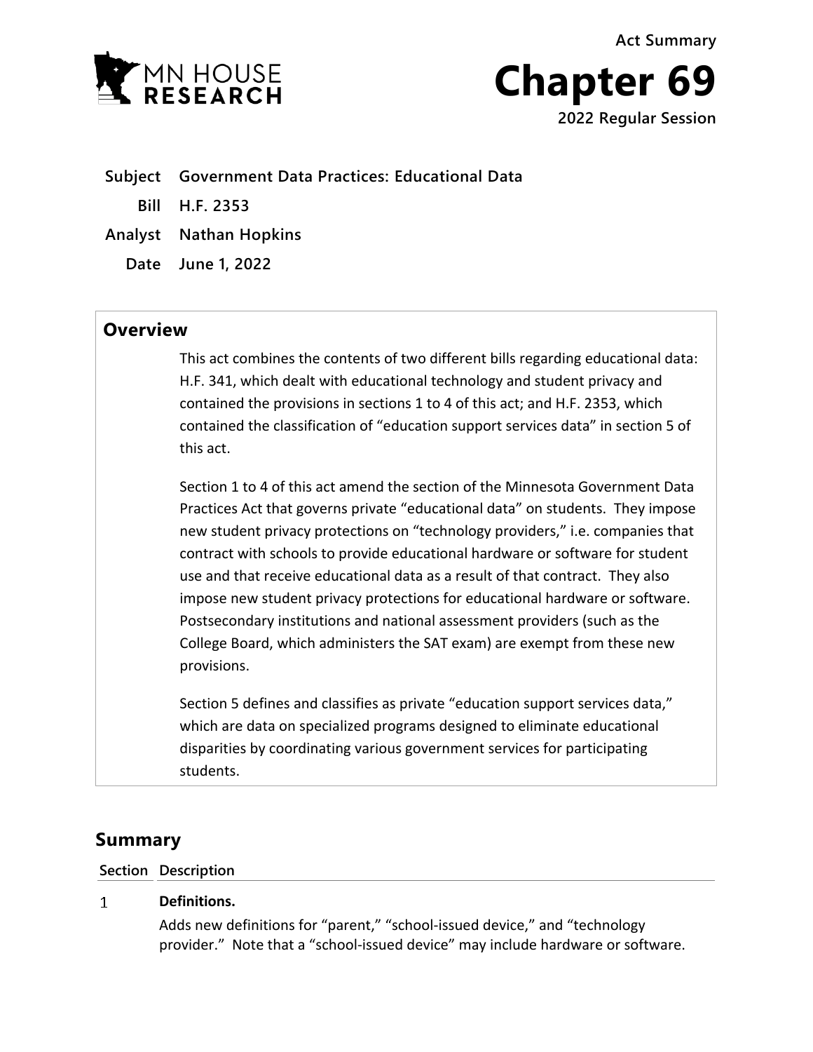MN HOUSE RESEARCH

**Act Summary**

# Chapter 69

**2022 Regular Session**

| | |
|---|---|
| **Subject** | **Government Data Practices: Educational Data** |
| **Bill** | **H.F. 2353** |
| **Analyst** | **Nathan Hopkins** |
| **Date** | **June 1, 2022** |

## Overview

This act combines the contents of two different bills regarding educational data: H.F. 341, which dealt with educational technology and student privacy and contained the provisions in sections 1 to 4 of this act; and H.F. 2353, which contained the classification of "education support services data" in section 5 of this act.

Section 1 to 4 of this act amend the section of the Minnesota Government Data Practices Act that governs private "educational data" on students. They impose new student privacy protections on "technology providers," i.e. companies that contract with schools to provide educational hardware or software for student use and that receive educational data as a result of that contract. They also impose new student privacy protections for educational hardware or software. Postsecondary institutions and national assessment providers (such as the College Board, which administers the SAT exam) are exempt from these new provisions.

Section 5 defines and classifies as private "education support services data," which are data on specialized programs designed to eliminate educational disparities by coordinating various government services for participating students.

## Summary

| Section | Description |
|---|---|
| 1 | **Definitions.** <br> Adds new definitions for "parent," "school-issued device," and "technology provider." Note that a "school-issued device" may include hardware or software. |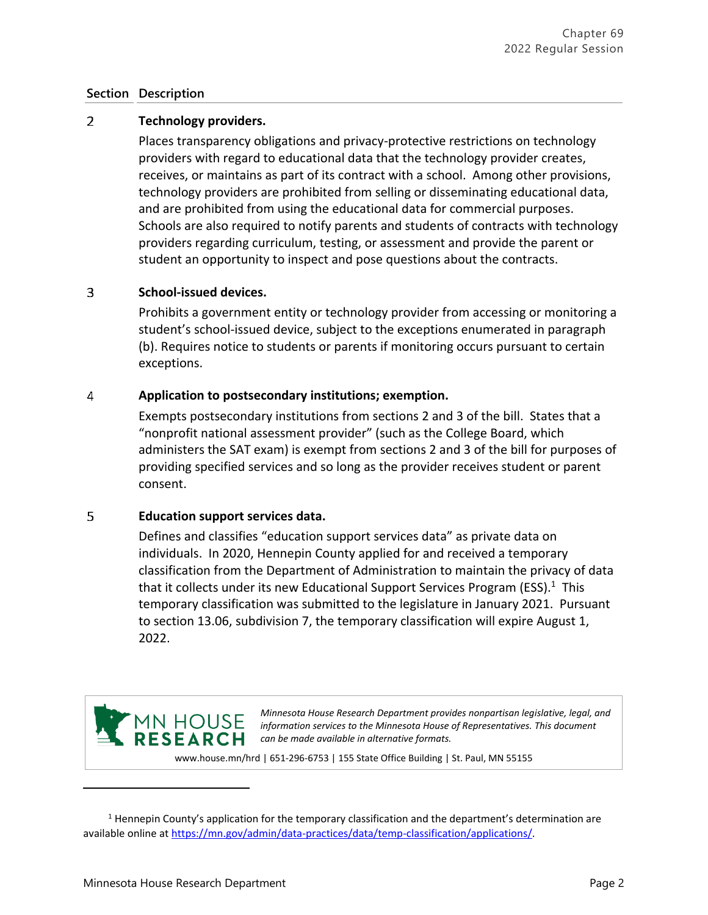| Section | Description |
|---|---|
| 2 | **Technology providers.** Places transparency obligations and privacy-protective restrictions on technology providers with regard to educational data that the technology provider creates, receives, or maintains as part of its contract with a school. Among other provisions, technology providers are prohibited from selling or disseminating educational data, and are prohibited from using the educational data for commercial purposes. Schools are also required to notify parents and students of contracts with technology providers regarding curriculum, testing, or assessment and provide the parent or student an opportunity to inspect and pose questions about the contracts. |
| 3 | **School-issued devices.** Prohibits a government entity or technology provider from accessing or monitoring a student's school-issued device, subject to the exceptions enumerated in paragraph (b). Requires notice to students or parents if monitoring occurs pursuant to certain exceptions. |
| 4 | **Application to postsecondary institutions; exemption.** Exempts postsecondary institutions from sections 2 and 3 of the bill. States that a "nonprofit national assessment provider" (such as the College Board, which administers the SAT exam) is exempt from sections 2 and 3 of the bill for purposes of providing specified services and so long as the provider receives student or parent consent. |
| 5 | **Education support services data.** Defines and classifies "education support services data" as private data on individuals. In 2020, Hennepin County applied for and received a temporary classification from the Department of Administration to maintain the privacy of data that it collects under its new Educational Support Services Program (ESS).[1] This temporary classification was submitted to the legislature in January 2021. Pursuant to section 13.06, subdivision 7, the temporary classification will expire August 1, 2022. |

MN HOUSE RESEARCH

*Minnesota House Research Department provides nonpartisan legislative, legal, and information services to the Minnesota House of Representatives. This document can be made available in alternative formats.*

www.house.mn/hrd | 651-296-6753 | 155 State Office Building | St. Paul, MN 55155

[1] Hennepin County's application for the temporary classification and the department's determination are available online at https://mn.gov/admin/data-practices/data/temp-classification/applications/.